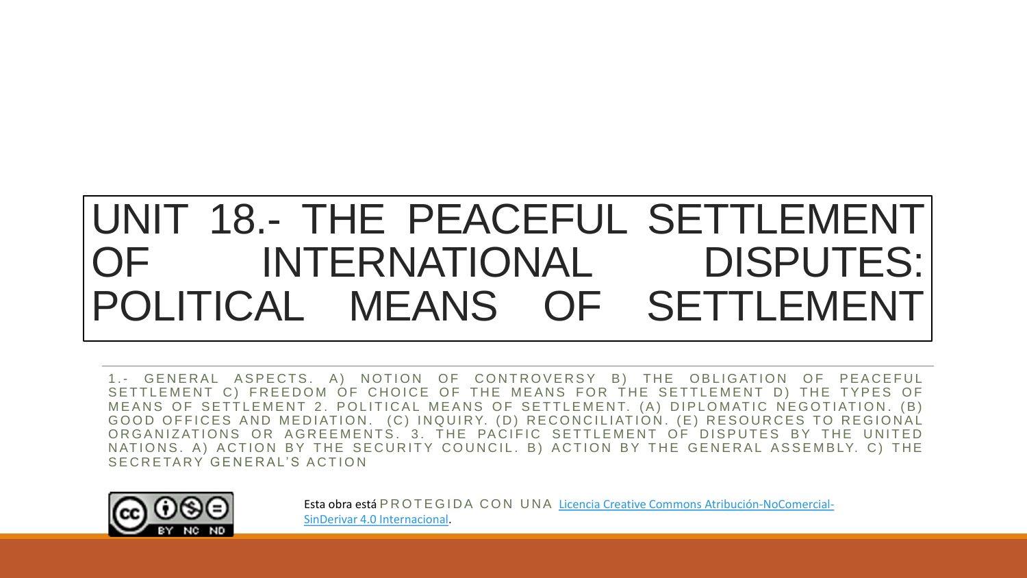# UNIT 18.- THE PEACEFUL SETTLEMENT OF INTERNATIONAL DISPUTES: POLITICAL MEANS OF SETTLEMENT

1.- GENERAL ASPECTS. A) NOTION OF CONTROVERSY B) THE OBLIGATION OF PEACEFUL SETTLEMENT C) FREEDOM OF CHOICE OF THE MEANS FOR THE SETTLEMENT D) THE TYPES OF MEANS OF SETTLEMENT 2. POLITICAL MEANS OF SETTLEMENT. (A) DIPLOMATIC NEGOTIATION. (B) GOOD OFFICES AND MEDIATION. (C) INQUIRY. (D) RECONCILIATION. (E) RESOURCES TO REGIONAL ORGANIZATIONS OR AGREEMENTS. 3. THE PACIFIC SETTLEMENT OF DISPUTES BY THE UNITED NATIONS. A) ACTION BY THE SECURITY COUNCIL. B) ACTION BY THE GENERAL ASSEMBLY. C) THE SECRETARY GENERAL'S ACTION

Esta obra está PROTEGIDA CON UNA Licencia Creative Commons Atribución-NoComercial-SinDerivar 4.0 Internacional.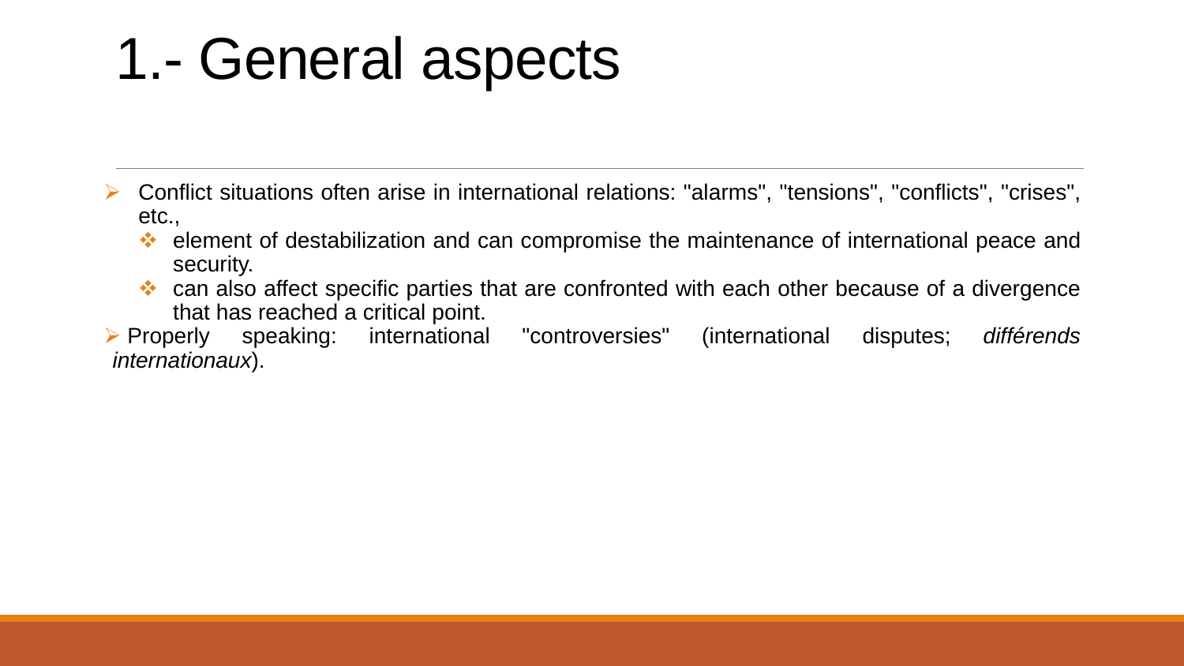# 1.- General aspects

- Conflict situations often arise in international relations: "alarms", "tensions", "conflicts", "crises", etc.,
  - element of destabilization and can compromise the maintenance of international peace and security.
  - can also affect specific parties that are confronted with each other because of a divergence that has reached a critical point.
- Properly speaking: international "controversies" (international disputes; *différends internationaux*).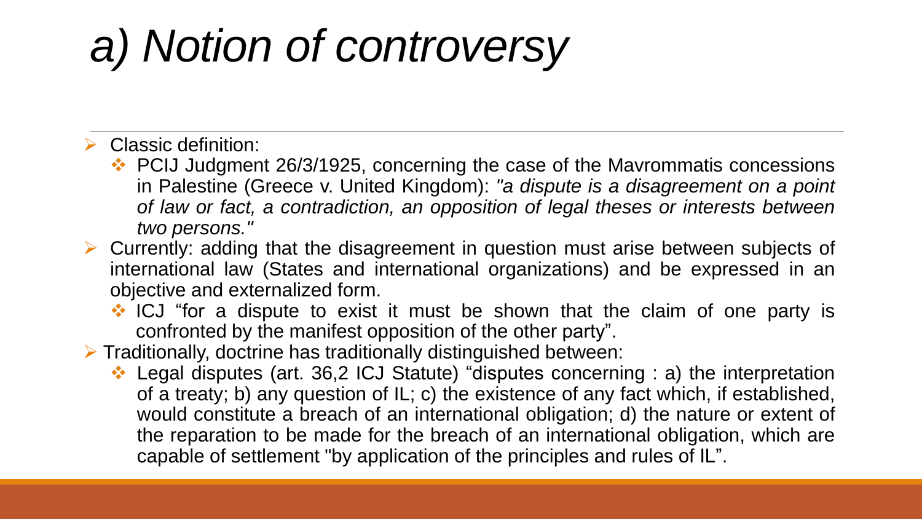# *a) Notion of controversy*

- Classic definition:
  - PCIJ Judgment 26/3/1925, concerning the case of the Mavrommatis concessions in Palestine (Greece v. United Kingdom): *"a dispute is a disagreement on a point of law or fact, a contradiction, an opposition of legal theses or interests between two persons."*
- Currently: adding that the disagreement in question must arise between subjects of international law (States and international organizations) and be expressed in an objective and externalized form.
  - ICJ "for a dispute to exist it must be shown that the claim of one party is confronted by the manifest opposition of the other party".
- Traditionally, doctrine has traditionally distinguished between:
  - Legal disputes (art. 36,2 ICJ Statute) "disputes concerning : a) the interpretation of a treaty; b) any question of IL; c) the existence of any fact which, if established, would constitute a breach of an international obligation; d) the nature or extent of the reparation to be made for the breach of an international obligation, which are capable of settlement "by application of the principles and rules of IL".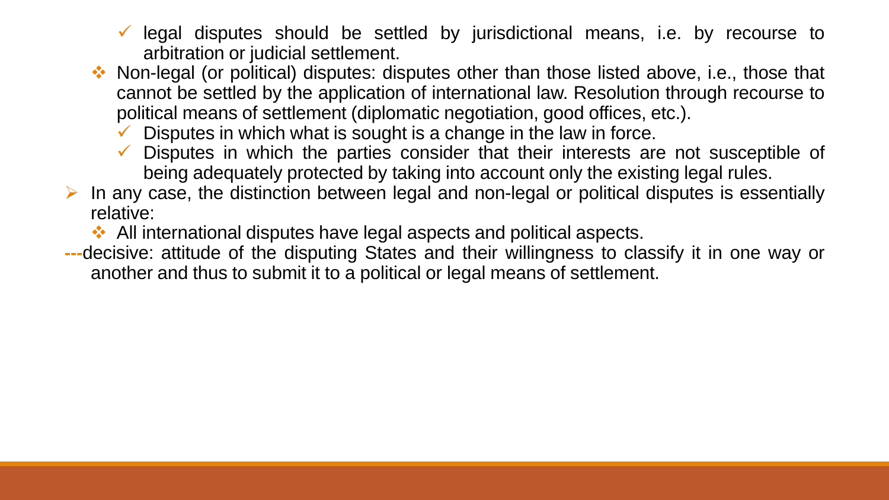- ✓ legal disputes should be settled by jurisdictional means, i.e. by recourse to arbitration or judicial settlement.
  - ❖ Non-legal (or political) disputes: disputes other than those listed above, i.e., those that cannot be settled by the application of international law. Resolution through recourse to political means of settlement (diplomatic negotiation, good offices, etc.).
    - ✓ Disputes in which what is sought is a change in the law in force.
    - ✓ Disputes in which the parties consider that their interests are not susceptible of being adequately protected by taking into account only the existing legal rules.
- ➢ In any case, the distinction between legal and non-legal or political disputes is essentially relative:
  - ❖ All international disputes have legal aspects and political aspects.

---decisive: attitude of the disputing States and their willingness to classify it in one way or another and thus to submit it to a political or legal means of settlement.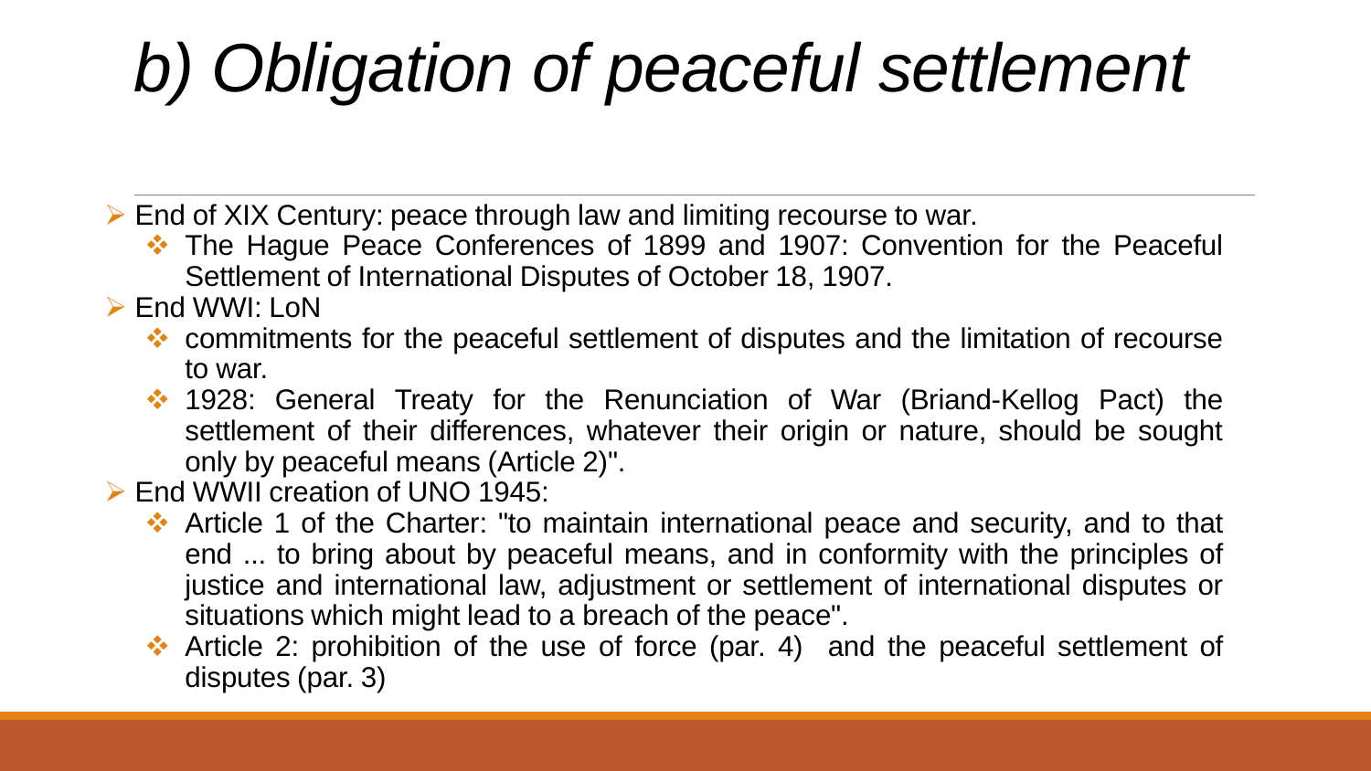# *b) Obligation of peaceful settlement*

- End of XIX Century: peace through law and limiting recourse to war.
  - The Hague Peace Conferences of 1899 and 1907: Convention for the Peaceful Settlement of International Disputes of October 18, 1907.
- End WWI: LoN
  - commitments for the peaceful settlement of disputes and the limitation of recourse to war.
  - 1928: General Treaty for the Renunciation of War (Briand-Kellog Pact) the settlement of their differences, whatever their origin or nature, should be sought only by peaceful means (Article 2)".
- End WWII creation of UNO 1945:
  - Article 1 of the Charter: "to maintain international peace and security, and to that end ... to bring about by peaceful means, and in conformity with the principles of justice and international law, adjustment or settlement of international disputes or situations which might lead to a breach of the peace".
  - Article 2: prohibition of the use of force (par. 4) and the peaceful settlement of disputes (par. 3)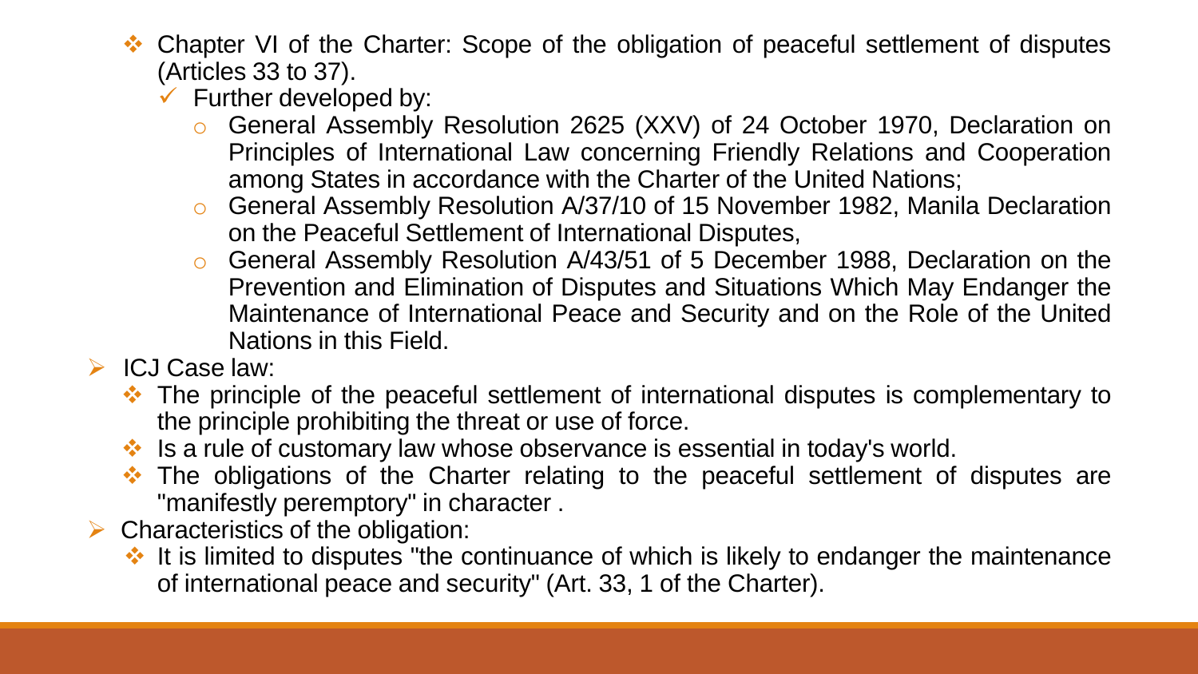- Chapter VI of the Charter: Scope of the obligation of peaceful settlement of disputes (Articles 33 to 37).
  - Further developed by:
    - General Assembly Resolution 2625 (XXV) of 24 October 1970, Declaration on Principles of International Law concerning Friendly Relations and Cooperation among States in accordance with the Charter of the United Nations;
    - General Assembly Resolution A/37/10 of 15 November 1982, Manila Declaration on the Peaceful Settlement of International Disputes,
    - General Assembly Resolution A/43/51 of 5 December 1988, Declaration on the Prevention and Elimination of Disputes and Situations Which May Endanger the Maintenance of International Peace and Security and on the Role of the United Nations in this Field.
- ICJ Case law:
  - The principle of the peaceful settlement of international disputes is complementary to the principle prohibiting the threat or use of force.
  - Is a rule of customary law whose observance is essential in today's world.
  - The obligations of the Charter relating to the peaceful settlement of disputes are "manifestly peremptory" in character .
- Characteristics of the obligation:
  - It is limited to disputes "the continuance of which is likely to endanger the maintenance of international peace and security" (Art. 33, 1 of the Charter).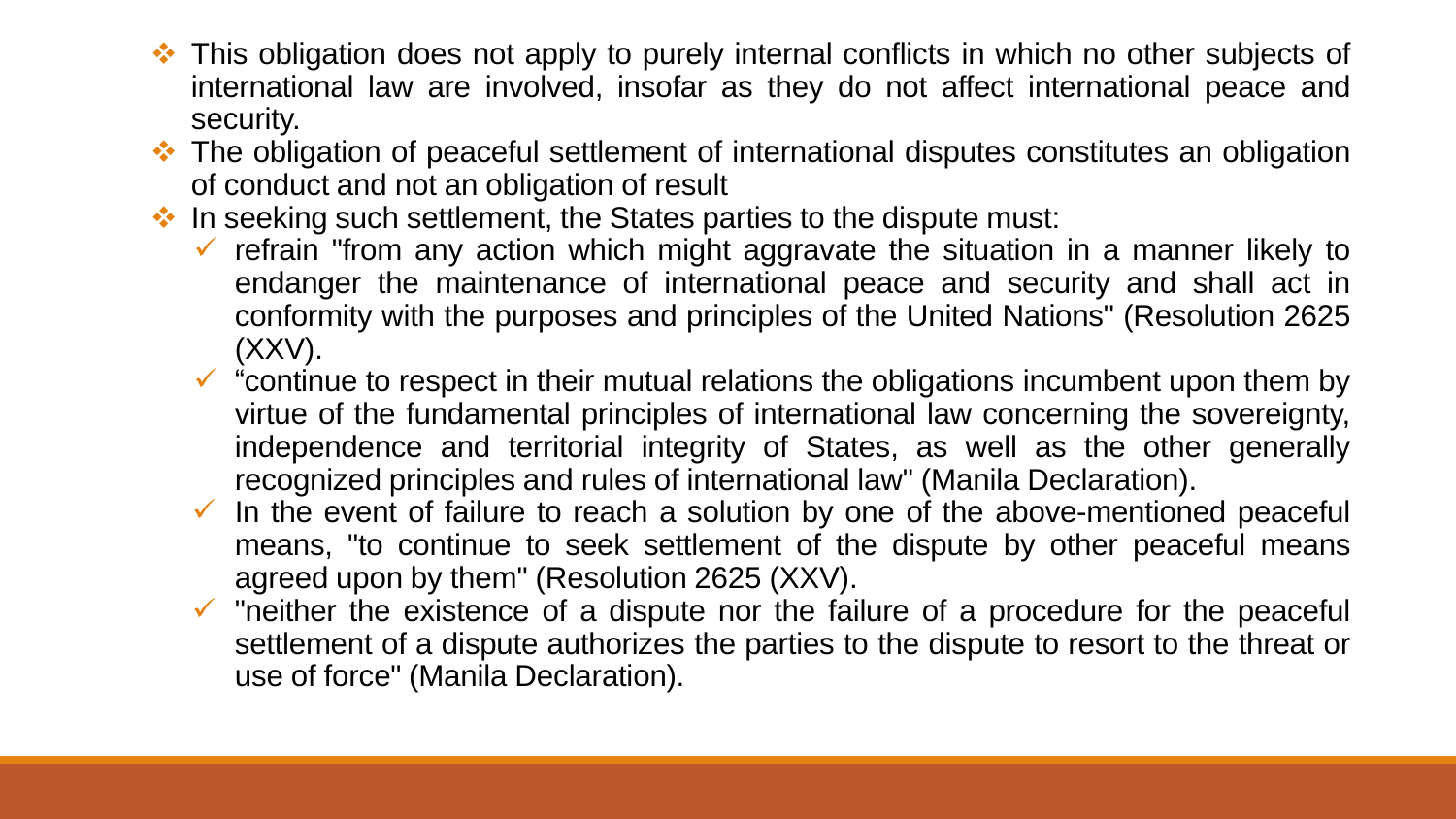- This obligation does not apply to purely internal conflicts in which no other subjects of international law are involved, insofar as they do not affect international peace and security.
- The obligation of peaceful settlement of international disputes constitutes an obligation of conduct and not an obligation of result
- In seeking such settlement, the States parties to the dispute must:
  - refrain "from any action which might aggravate the situation in a manner likely to endanger the maintenance of international peace and security and shall act in conformity with the purposes and principles of the United Nations" (Resolution 2625 (XXV).
  - "continue to respect in their mutual relations the obligations incumbent upon them by virtue of the fundamental principles of international law concerning the sovereignty, independence and territorial integrity of States, as well as the other generally recognized principles and rules of international law" (Manila Declaration).
  - In the event of failure to reach a solution by one of the above-mentioned peaceful means, "to continue to seek settlement of the dispute by other peaceful means agreed upon by them" (Resolution 2625 (XXV).
  - "neither the existence of a dispute nor the failure of a procedure for the peaceful settlement of a dispute authorizes the parties to the dispute to resort to the threat or use of force" (Manila Declaration).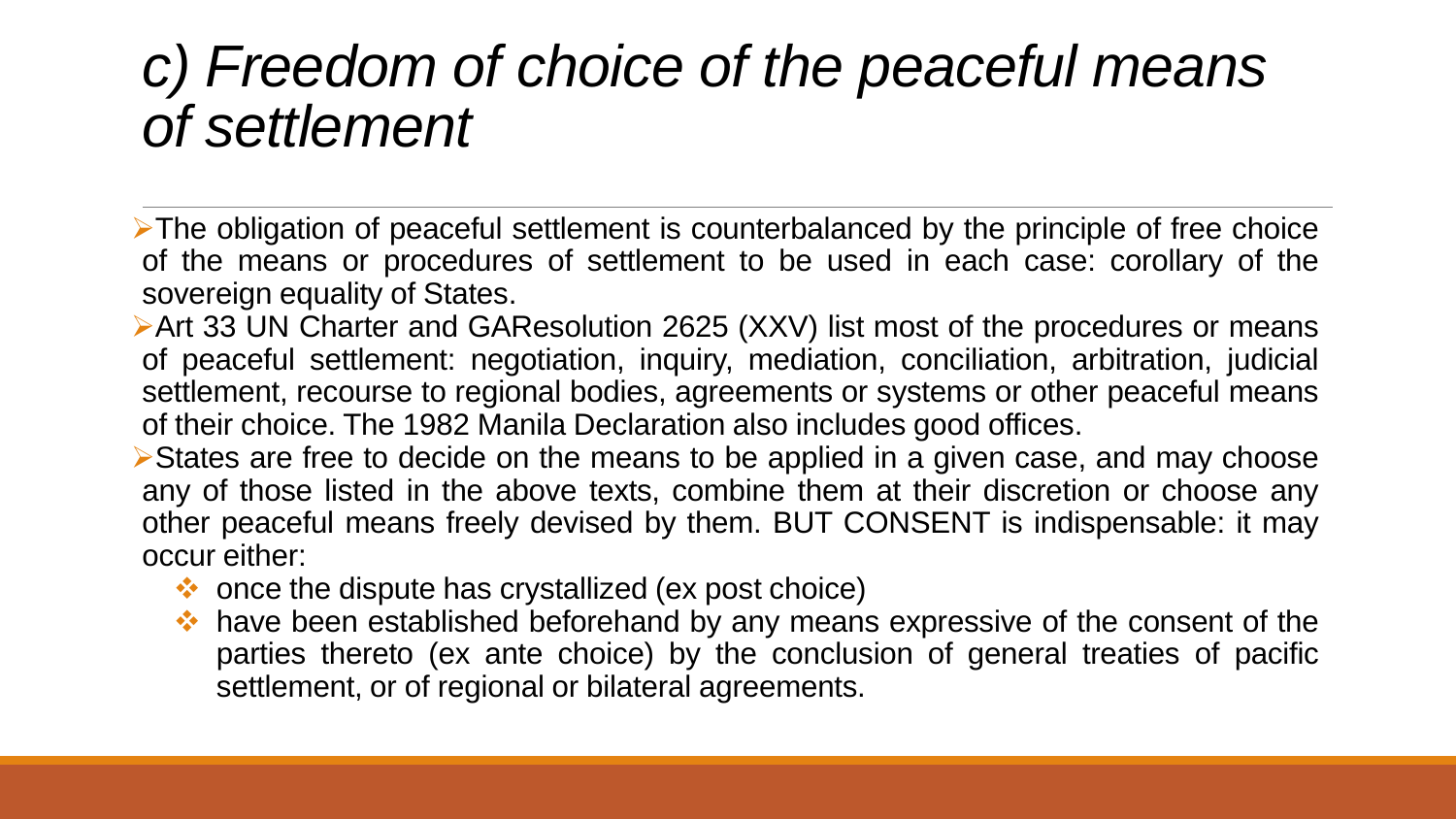# *c) Freedom of choice of the peaceful means of settlement*

- The obligation of peaceful settlement is counterbalanced by the principle of free choice of the means or procedures of settlement to be used in each case: corollary of the sovereign equality of States.
- Art 33 UN Charter and GAResolution 2625 (XXV) list most of the procedures or means of peaceful settlement: negotiation, inquiry, mediation, conciliation, arbitration, judicial settlement, recourse to regional bodies, agreements or systems or other peaceful means of their choice. The 1982 Manila Declaration also includes good offices.
- States are free to decide on the means to be applied in a given case, and may choose any of those listed in the above texts, combine them at their discretion or choose any other peaceful means freely devised by them. BUT CONSENT is indispensable: it may occur either:
  - once the dispute has crystallized (ex post choice)
  - have been established beforehand by any means expressive of the consent of the parties thereto (ex ante choice) by the conclusion of general treaties of pacific settlement, or of regional or bilateral agreements.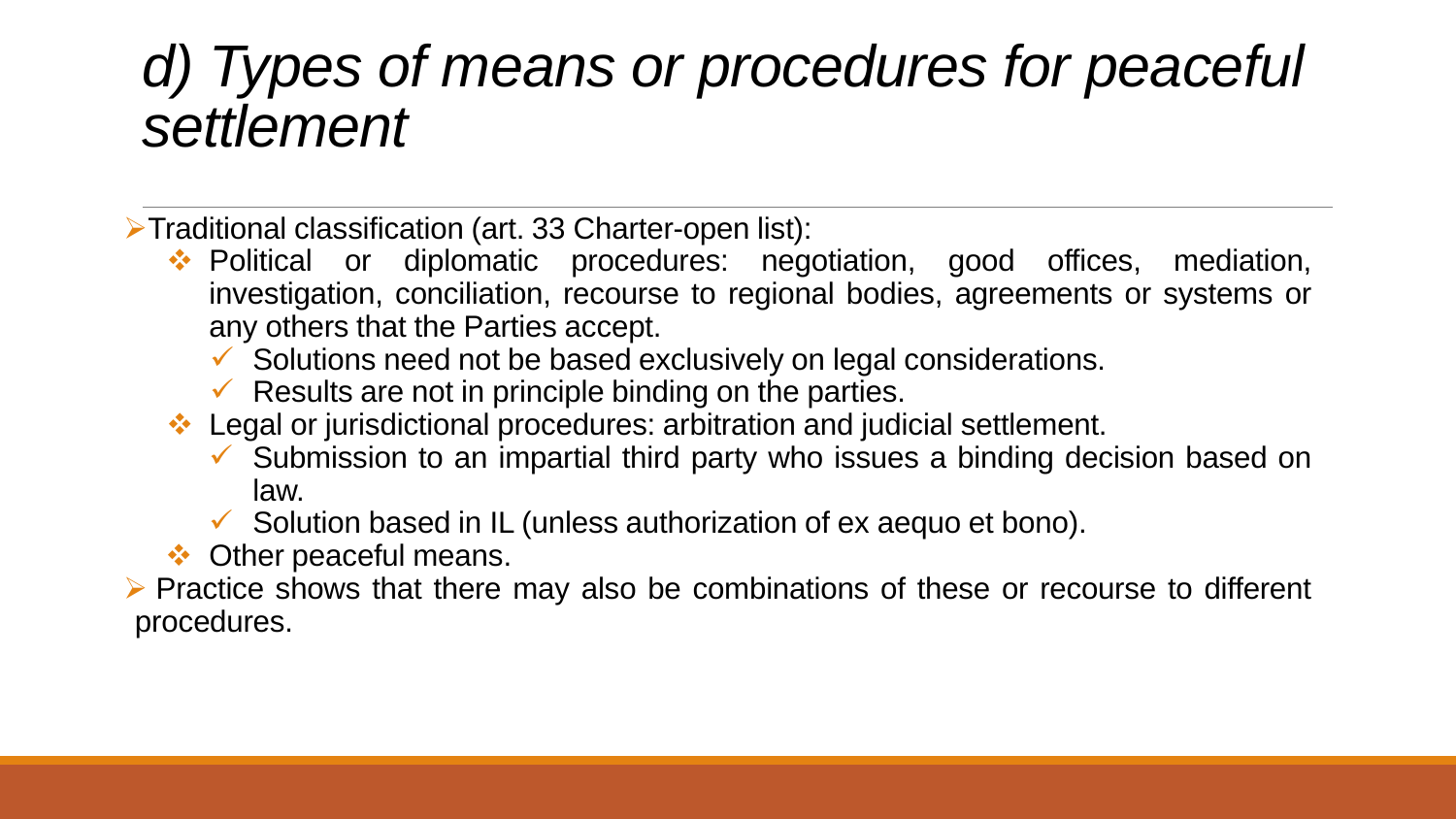# *d) Types of means or procedures for peaceful settlement*

- Traditional classification (art. 33 Charter-open list):
  - Political or diplomatic procedures: negotiation, good offices, mediation, investigation, conciliation, recourse to regional bodies, agreements or systems or any others that the Parties accept.
    - Solutions need not be based exclusively on legal considerations.
    - Results are not in principle binding on the parties.
  - Legal or jurisdictional procedures: arbitration and judicial settlement.
    - Submission to an impartial third party who issues a binding decision based on law.
    - Solution based in IL (unless authorization of ex aequo et bono).
  - Other peaceful means.
- Practice shows that there may also be combinations of these or recourse to different procedures.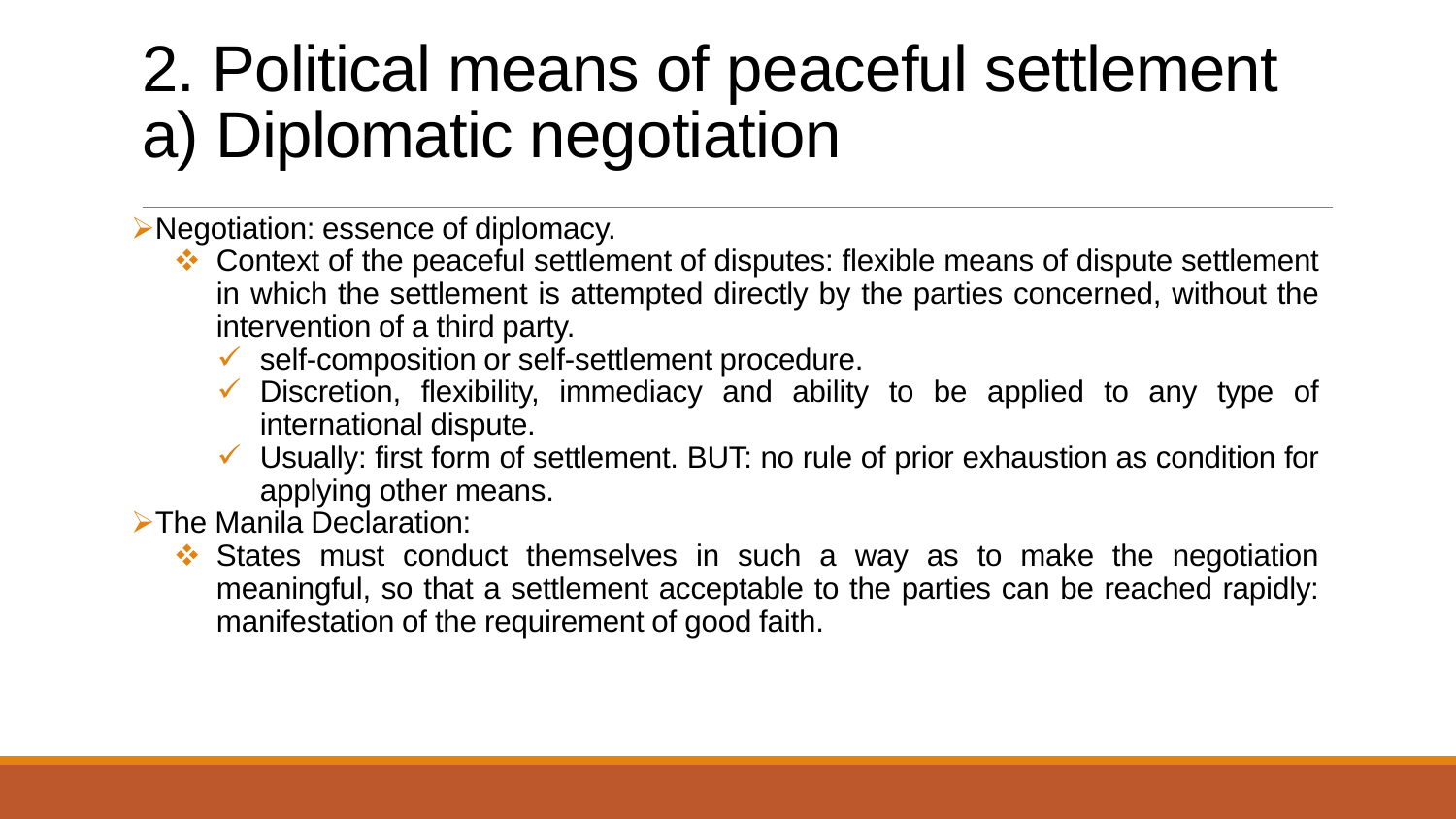# 2. Political means of peaceful settlement
# a) Diplomatic negotiation

- Negotiation: essence of diplomacy.
  - Context of the peaceful settlement of disputes: flexible means of dispute settlement in which the settlement is attempted directly by the parties concerned, without the intervention of a third party.
    - self-composition or self-settlement procedure.
    - Discretion, flexibility, immediacy and ability to be applied to any type of international dispute.
    - Usually: first form of settlement. BUT: no rule of prior exhaustion as condition for applying other means.
- The Manila Declaration:
  - States must conduct themselves in such a way as to make the negotiation meaningful, so that a settlement acceptable to the parties can be reached rapidly: manifestation of the requirement of good faith.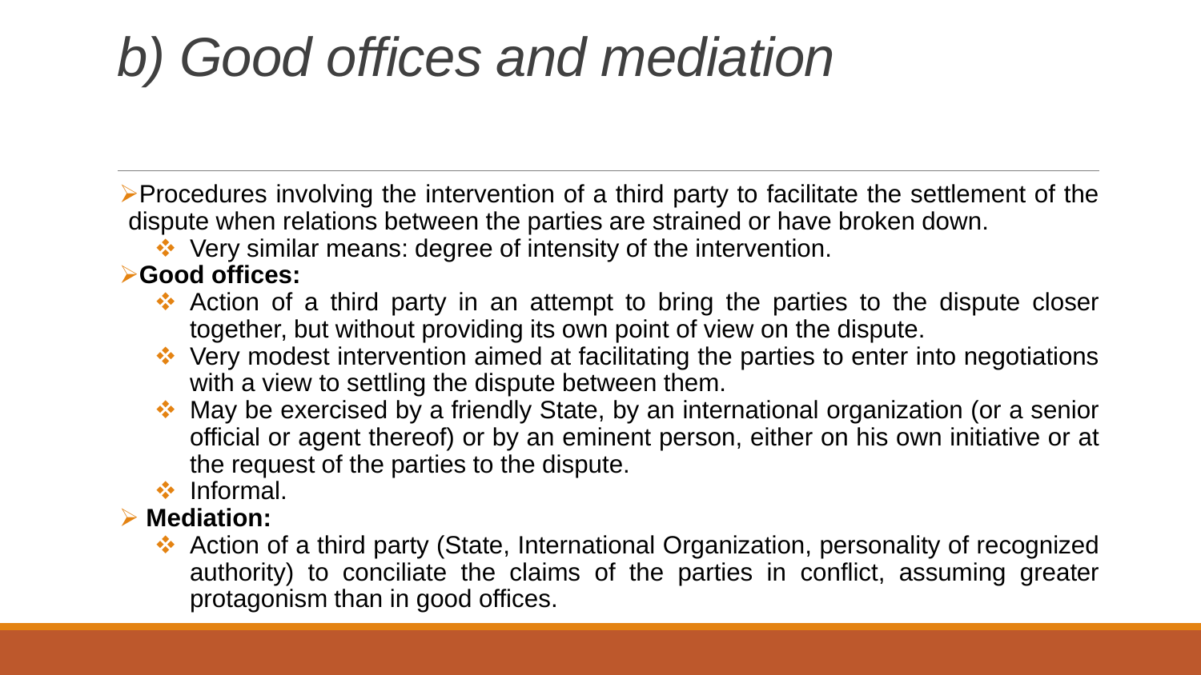# *b) Good offices and mediation*

- Procedures involving the intervention of a third party to facilitate the settlement of the dispute when relations between the parties are strained or have broken down.
  - Very similar means: degree of intensity of the intervention.
- **Good offices:**
  - Action of a third party in an attempt to bring the parties to the dispute closer together, but without providing its own point of view on the dispute.
  - Very modest intervention aimed at facilitating the parties to enter into negotiations with a view to settling the dispute between them.
  - May be exercised by a friendly State, by an international organization (or a senior official or agent thereof) or by an eminent person, either on his own initiative or at the request of the parties to the dispute.
  - Informal.
- **Mediation:**
  - Action of a third party (State, International Organization, personality of recognized authority) to conciliate the claims of the parties in conflict, assuming greater protagonism than in good offices.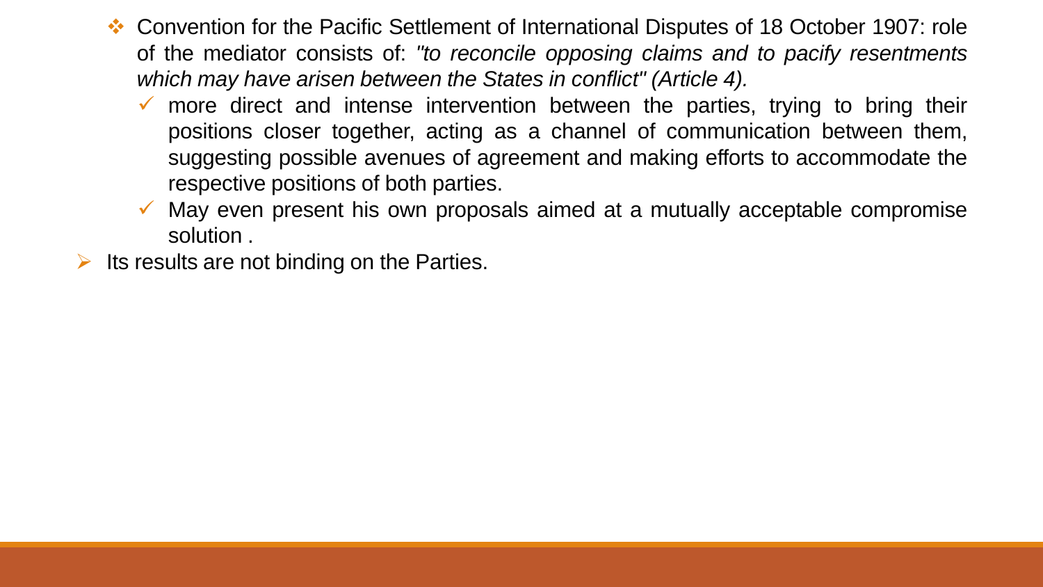- Convention for the Pacific Settlement of International Disputes of 18 October 1907: role of the mediator consists of: *"to reconcile opposing claims and to pacify resentments which may have arisen between the States in conflict" (Article 4).*
  - more direct and intense intervention between the parties, trying to bring their positions closer together, acting as a channel of communication between them, suggesting possible avenues of agreement and making efforts to accommodate the respective positions of both parties.
  - May even present his own proposals aimed at a mutually acceptable compromise solution .
- Its results are not binding on the Parties.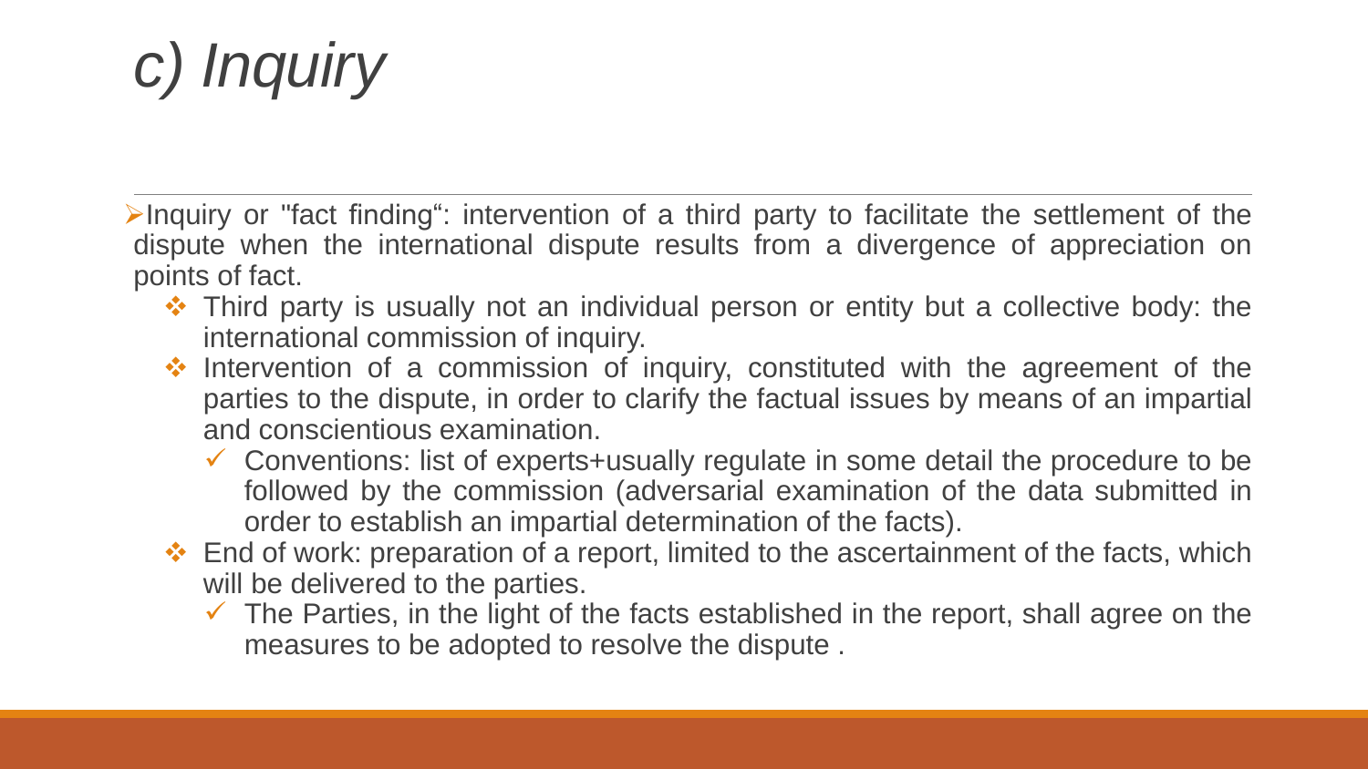# *c) Inquiry*

- Inquiry or "fact finding": intervention of a third party to facilitate the settlement of the dispute when the international dispute results from a divergence of appreciation on points of fact.
  - Third party is usually not an individual person or entity but a collective body: the international commission of inquiry.
  - Intervention of a commission of inquiry, constituted with the agreement of the parties to the dispute, in order to clarify the factual issues by means of an impartial and conscientious examination.
    - Conventions: list of experts+usually regulate in some detail the procedure to be followed by the commission (adversarial examination of the data submitted in order to establish an impartial determination of the facts).
  - End of work: preparation of a report, limited to the ascertainment of the facts, which will be delivered to the parties.
    - The Parties, in the light of the facts established in the report, shall agree on the measures to be adopted to resolve the dispute .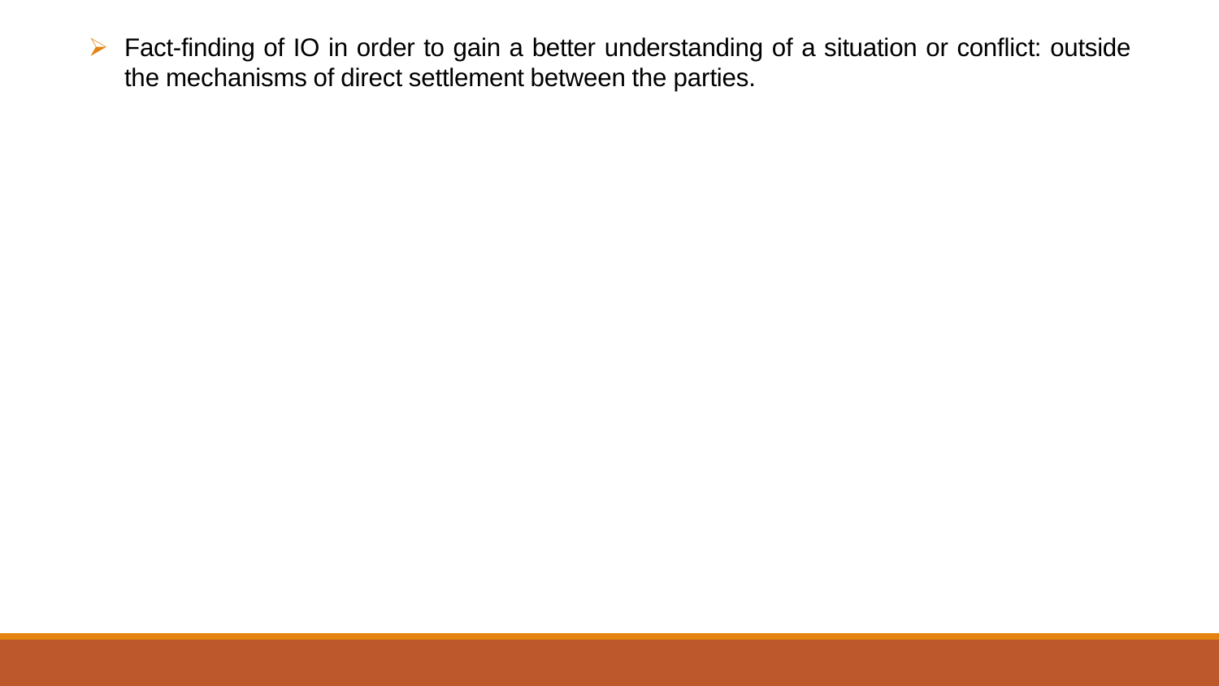- Fact-finding of IO in order to gain a better understanding of a situation or conflict: outside the mechanisms of direct settlement between the parties.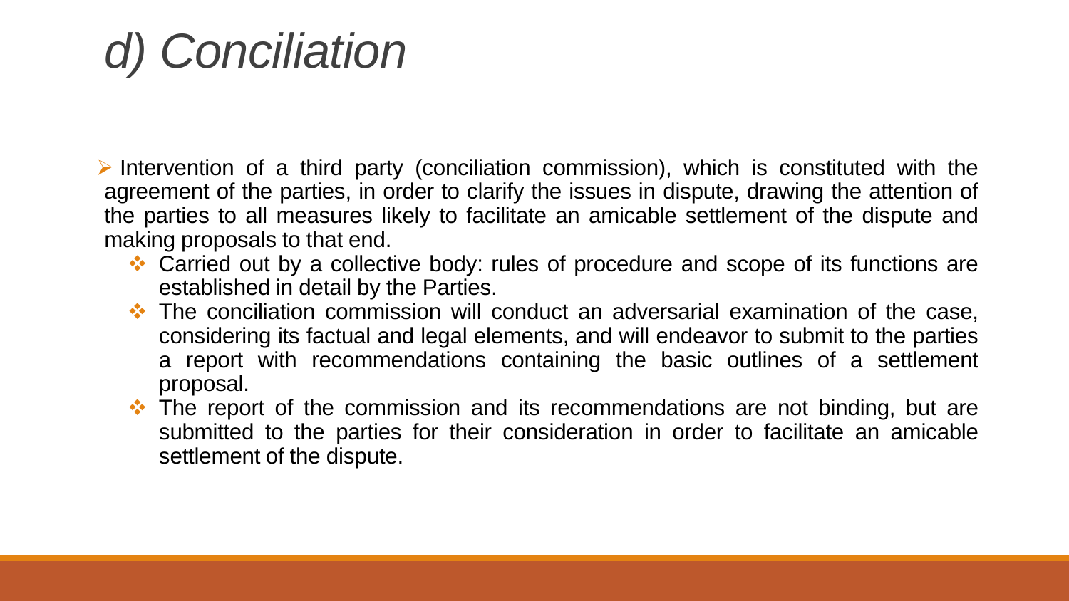# *d) Conciliation*

- Intervention of a third party (conciliation commission), which is constituted with the agreement of the parties, in order to clarify the issues in dispute, drawing the attention of the parties to all measures likely to facilitate an amicable settlement of the dispute and making proposals to that end.
  - Carried out by a collective body: rules of procedure and scope of its functions are established in detail by the Parties.
  - The conciliation commission will conduct an adversarial examination of the case, considering its factual and legal elements, and will endeavor to submit to the parties a report with recommendations containing the basic outlines of a settlement proposal.
  - The report of the commission and its recommendations are not binding, but are submitted to the parties for their consideration in order to facilitate an amicable settlement of the dispute.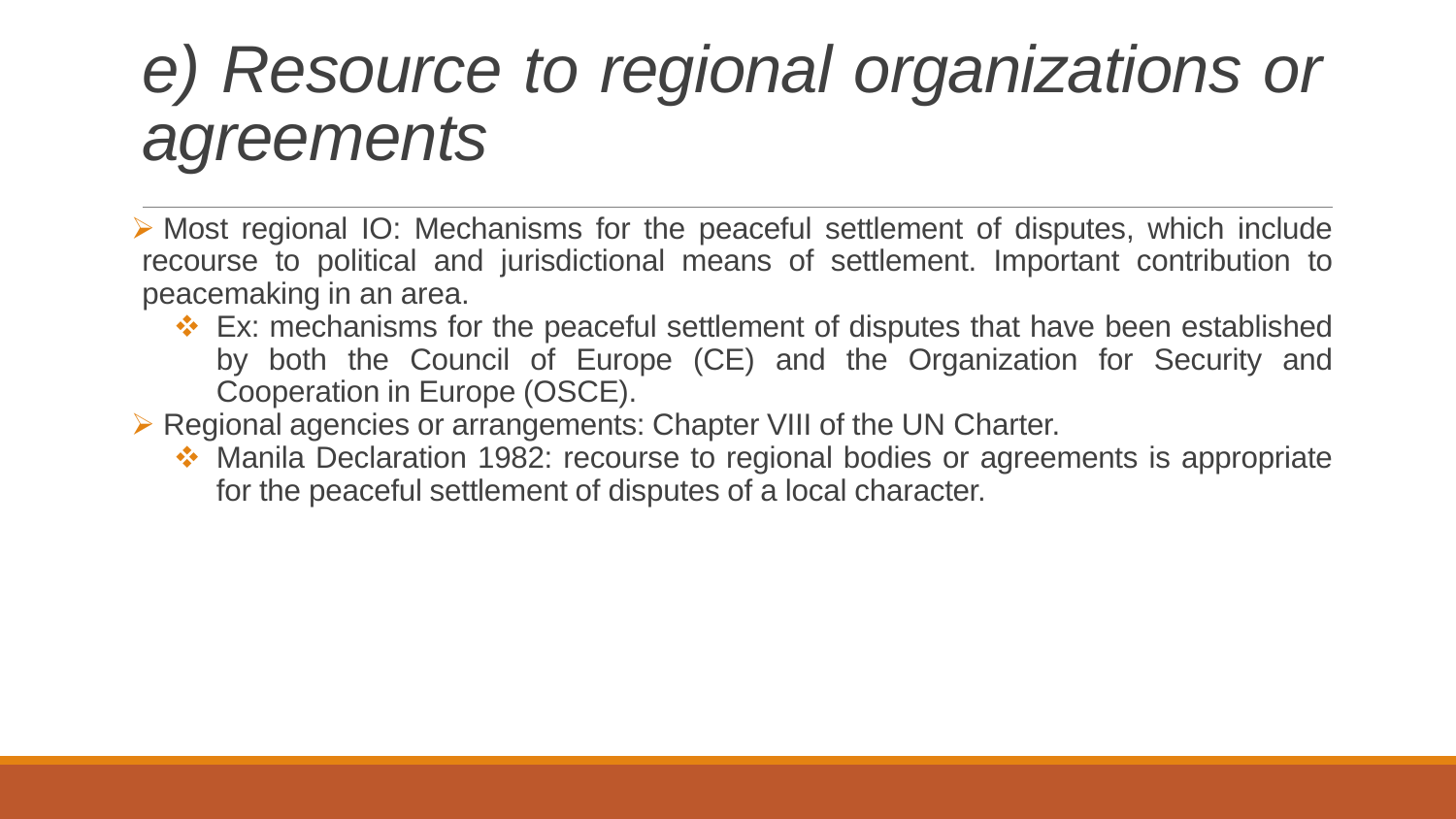# *e) Resource to regional organizations or agreements*

- Most regional IO: Mechanisms for the peaceful settlement of disputes, which include recourse to political and jurisdictional means of settlement. Important contribution to peacemaking in an area.
  - Ex: mechanisms for the peaceful settlement of disputes that have been established by both the Council of Europe (CE) and the Organization for Security and Cooperation in Europe (OSCE).
- Regional agencies or arrangements: Chapter VIII of the UN Charter.
  - Manila Declaration 1982: recourse to regional bodies or agreements is appropriate for the peaceful settlement of disputes of a local character.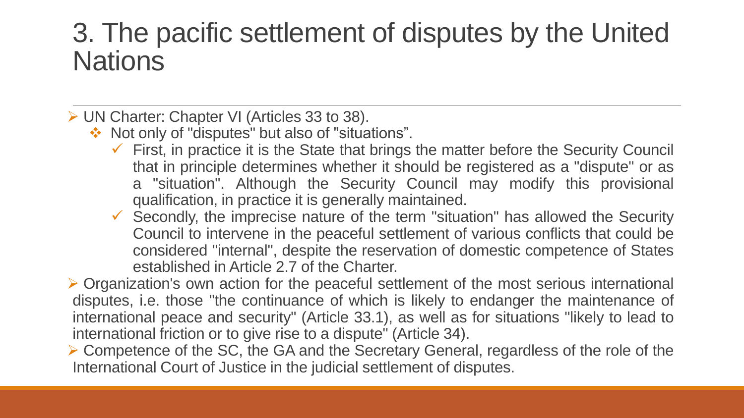# 3. The pacific settlement of disputes by the United Nations

- UN Charter: Chapter VI (Articles 33 to 38).
  - Not only of "disputes" but also of "situations".
    - First, in practice it is the State that brings the matter before the Security Council that in principle determines whether it should be registered as a "dispute" or as a "situation". Although the Security Council may modify this provisional qualification, in practice it is generally maintained.
    - Secondly, the imprecise nature of the term "situation" has allowed the Security Council to intervene in the peaceful settlement of various conflicts that could be considered "internal", despite the reservation of domestic competence of States established in Article 2.7 of the Charter.
- Organization's own action for the peaceful settlement of the most serious international disputes, i.e. those "the continuance of which is likely to endanger the maintenance of international peace and security" (Article 33.1), as well as for situations "likely to lead to international friction or to give rise to a dispute" (Article 34).
- Competence of the SC, the GA and the Secretary General, regardless of the role of the International Court of Justice in the judicial settlement of disputes.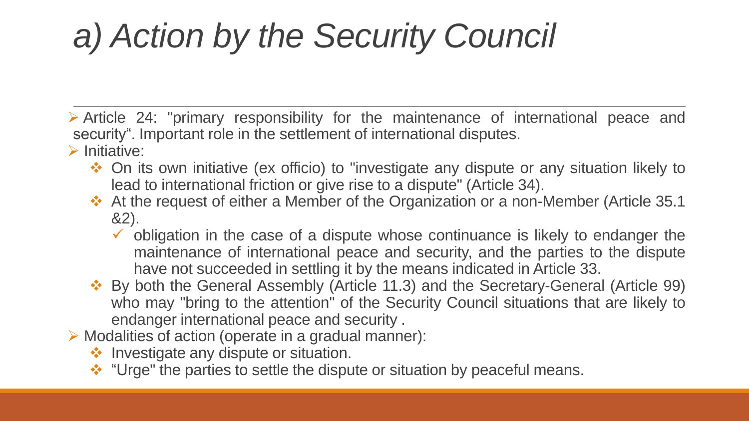# *a) Action by the Security Council*

- Article 24: "primary responsibility for the maintenance of international peace and security". Important role in the settlement of international disputes.
- Initiative:
  - On its own initiative (ex officio) to "investigate any dispute or any situation likely to lead to international friction or give rise to a dispute" (Article 34).
  - At the request of either a Member of the Organization or a non-Member (Article 35.1 &2).
    - obligation in the case of a dispute whose continuance is likely to endanger the maintenance of international peace and security, and the parties to the dispute have not succeeded in settling it by the means indicated in Article 33.
  - By both the General Assembly (Article 11.3) and the Secretary-General (Article 99) who may "bring to the attention" of the Security Council situations that are likely to endanger international peace and security .
- Modalities of action (operate in a gradual manner):
  - Investigate any dispute or situation.
  - "Urge" the parties to settle the dispute or situation by peaceful means.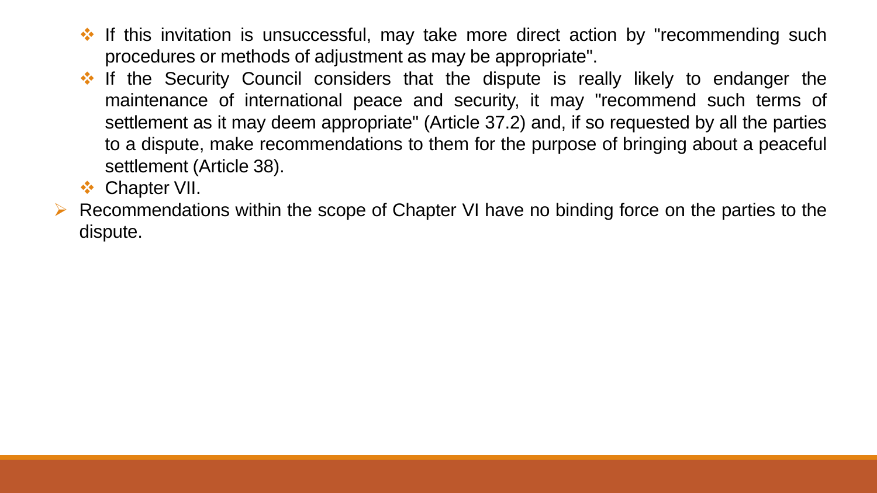- If this invitation is unsuccessful, may take more direct action by "recommending such procedures or methods of adjustment as may be appropriate".
  - If the Security Council considers that the dispute is really likely to endanger the maintenance of international peace and security, it may "recommend such terms of settlement as it may deem appropriate" (Article 37.2) and, if so requested by all the parties to a dispute, make recommendations to them for the purpose of bringing about a peaceful settlement (Article 38).
  - Chapter VII.
- Recommendations within the scope of Chapter VI have no binding force on the parties to the dispute.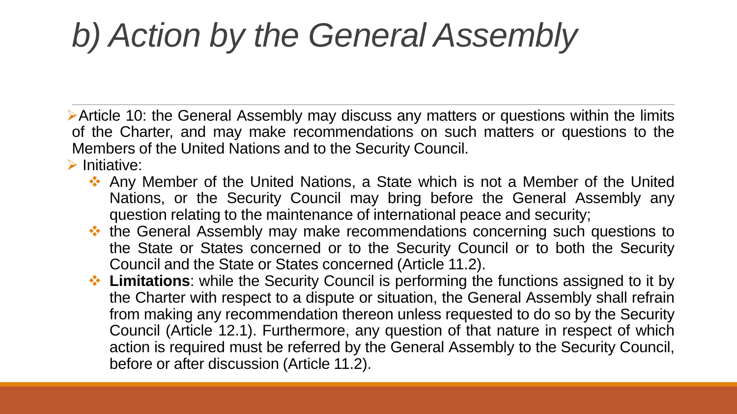# *b) Action by the General Assembly*

- Article 10: the General Assembly may discuss any matters or questions within the limits of the Charter, and may make recommendations on such matters or questions to the Members of the United Nations and to the Security Council.
- Initiative:
  - Any Member of the United Nations, a State which is not a Member of the United Nations, or the Security Council may bring before the General Assembly any question relating to the maintenance of international peace and security;
  - the General Assembly may make recommendations concerning such questions to the State or States concerned or to the Security Council or to both the Security Council and the State or States concerned (Article 11.2).
  - **Limitations**: while the Security Council is performing the functions assigned to it by the Charter with respect to a dispute or situation, the General Assembly shall refrain from making any recommendation thereon unless requested to do so by the Security Council (Article 12.1). Furthermore, any question of that nature in respect of which action is required must be referred by the General Assembly to the Security Council, before or after discussion (Article 11.2).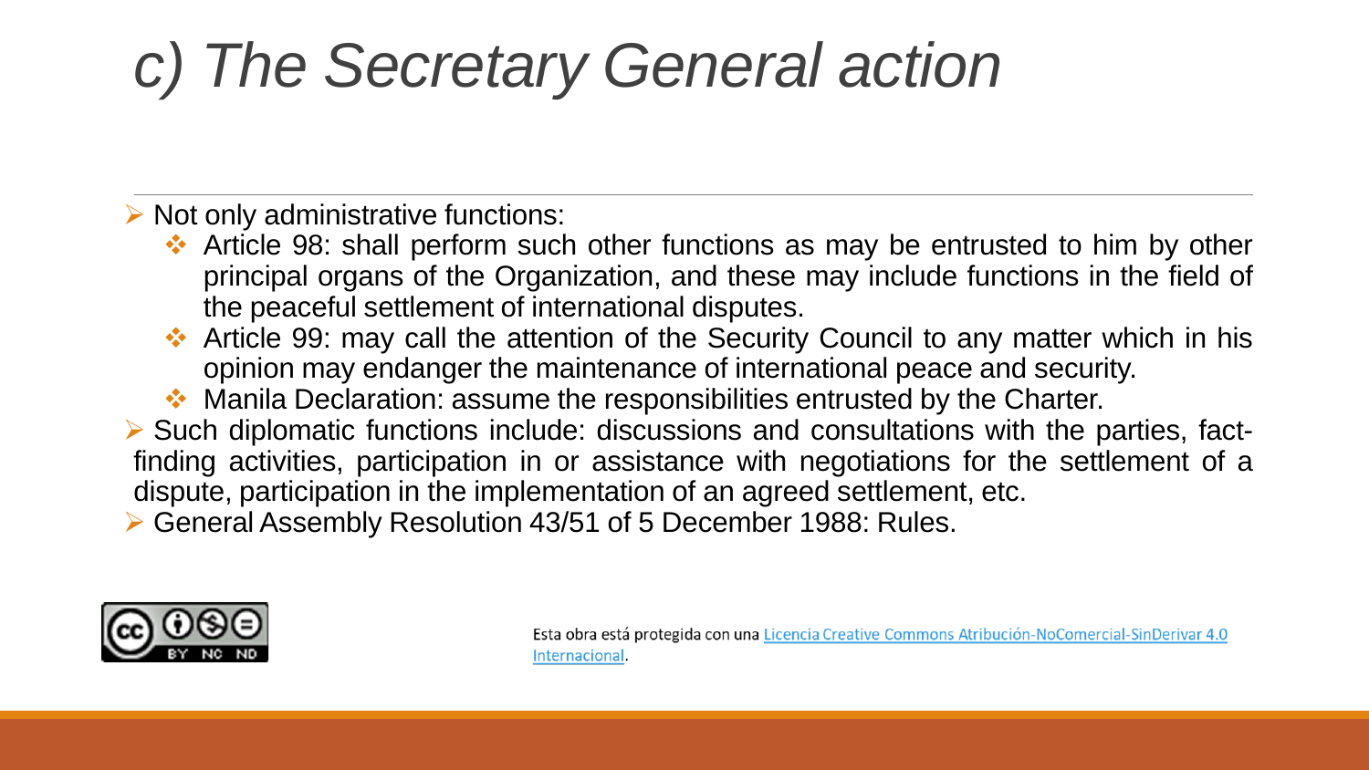# *c) The Secretary General action*

- Not only administrative functions:
  - Article 98: shall perform such other functions as may be entrusted to him by other principal organs of the Organization, and these may include functions in the field of the peaceful settlement of international disputes.
  - Article 99: may call the attention of the Security Council to any matter which in his opinion may endanger the maintenance of international peace and security.
  - Manila Declaration: assume the responsibilities entrusted by the Charter.
- Such diplomatic functions include: discussions and consultations with the parties, fact-finding activities, participation in or assistance with negotiations for the settlement of a dispute, participation in the implementation of an agreed settlement, etc.
- General Assembly Resolution 43/51 of 5 December 1988: Rules.

Esta obra está protegida con una [Licencia Creative Commons Atribución-NoComercial-SinDerivar 4.0 Internacional](Licencia Creative Commons Atribución-NoComercial-SinDerivar 4.0 Internacional).